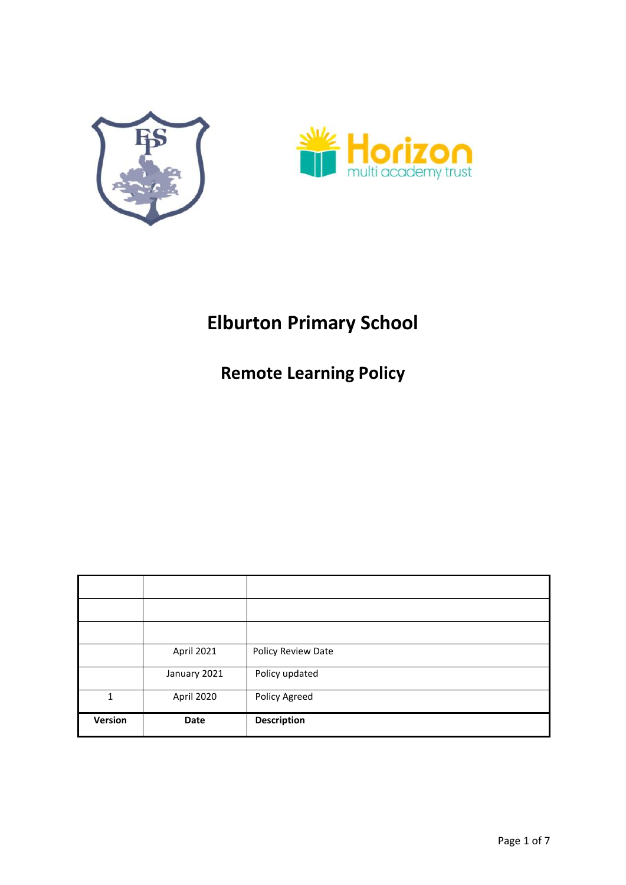# Elburton Primary School

## Remote Learning Policy

| | | |
|---|---|---|
| | | |
| | | |
| | | |
| | April 2021 | Policy Review Date |
| | January 2021 | Policy updated |
| 1 | April 2020 | Policy Agreed |
| **Version** | **Date** | **Description** |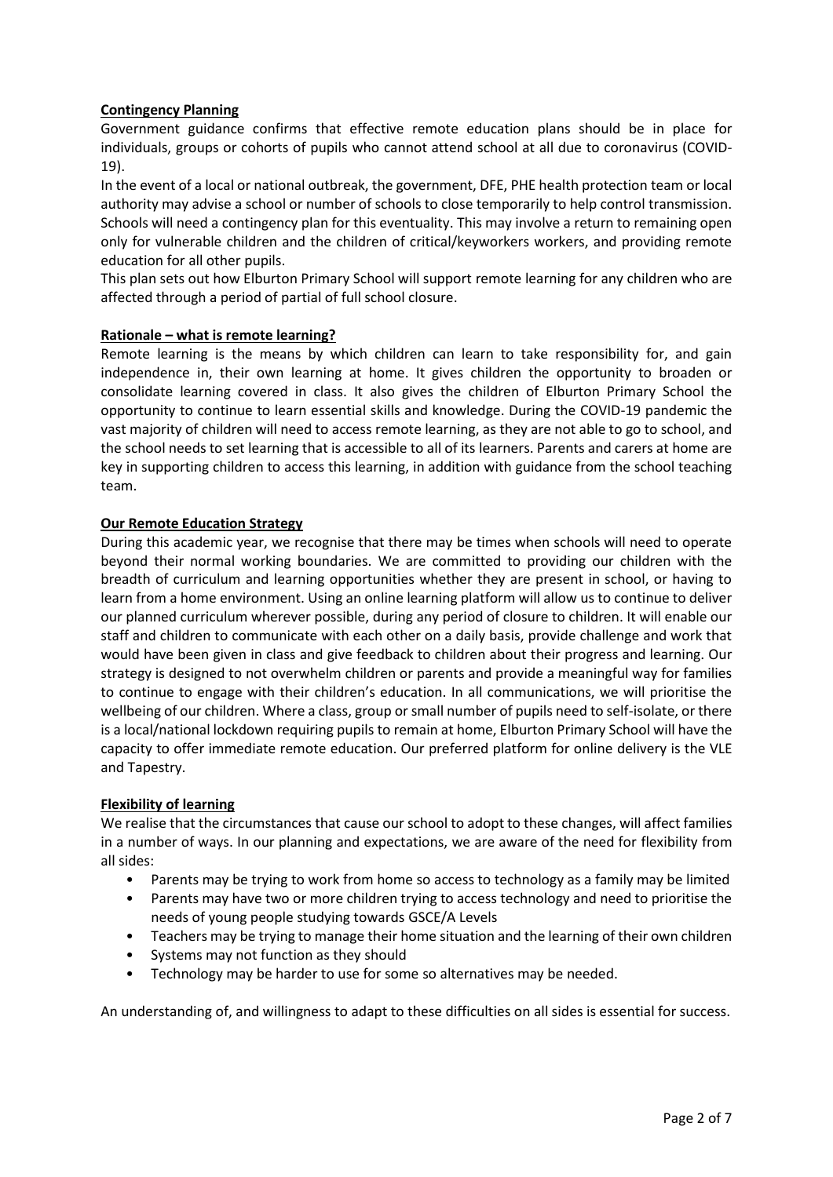## Contingency Planning

Government guidance confirms that effective remote education plans should be in place for individuals, groups or cohorts of pupils who cannot attend school at all due to coronavirus (COVID-19).

In the event of a local or national outbreak, the government, DFE, PHE health protection team or local authority may advise a school or number of schools to close temporarily to help control transmission. Schools will need a contingency plan for this eventuality. This may involve a return to remaining open only for vulnerable children and the children of critical/keyworkers workers, and providing remote education for all other pupils.

This plan sets out how Elburton Primary School will support remote learning for any children who are affected through a period of partial of full school closure.

## Rationale – what is remote learning?

Remote learning is the means by which children can learn to take responsibility for, and gain independence in, their own learning at home. It gives children the opportunity to broaden or consolidate learning covered in class. It also gives the children of Elburton Primary School the opportunity to continue to learn essential skills and knowledge. During the COVID-19 pandemic the vast majority of children will need to access remote learning, as they are not able to go to school, and the school needs to set learning that is accessible to all of its learners. Parents and carers at home are key in supporting children to access this learning, in addition with guidance from the school teaching team.

## Our Remote Education Strategy

During this academic year, we recognise that there may be times when schools will need to operate beyond their normal working boundaries. We are committed to providing our children with the breadth of curriculum and learning opportunities whether they are present in school, or having to learn from a home environment. Using an online learning platform will allow us to continue to deliver our planned curriculum wherever possible, during any period of closure to children. It will enable our staff and children to communicate with each other on a daily basis, provide challenge and work that would have been given in class and give feedback to children about their progress and learning. Our strategy is designed to not overwhelm children or parents and provide a meaningful way for families to continue to engage with their children's education. In all communications, we will prioritise the wellbeing of our children. Where a class, group or small number of pupils need to self-isolate, or there is a local/national lockdown requiring pupils to remain at home, Elburton Primary School will have the capacity to offer immediate remote education. Our preferred platform for online delivery is the VLE and Tapestry.

## Flexibility of learning

We realise that the circumstances that cause our school to adopt to these changes, will affect families in a number of ways. In our planning and expectations, we are aware of the need for flexibility from all sides:

- Parents may be trying to work from home so access to technology as a family may be limited
- Parents may have two or more children trying to access technology and need to prioritise the needs of young people studying towards GSCE/A Levels
- Teachers may be trying to manage their home situation and the learning of their own children
- Systems may not function as they should
- Technology may be harder to use for some so alternatives may be needed.

An understanding of, and willingness to adapt to these difficulties on all sides is essential for success.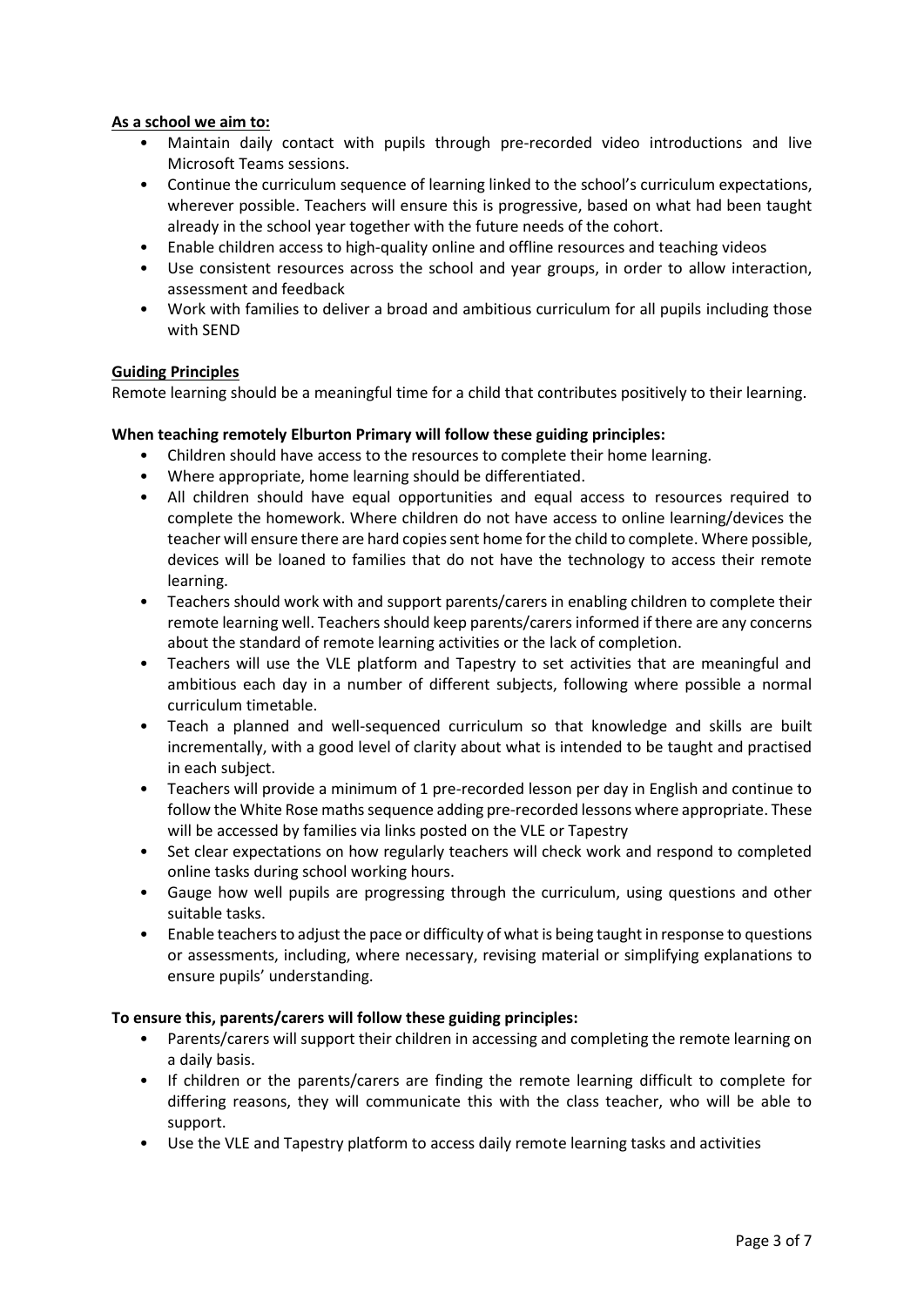**As a school we aim to:**

- Maintain daily contact with pupils through pre-recorded video introductions and live Microsoft Teams sessions.
- Continue the curriculum sequence of learning linked to the school's curriculum expectations, wherever possible. Teachers will ensure this is progressive, based on what had been taught already in the school year together with the future needs of the cohort.
- Enable children access to high-quality online and offline resources and teaching videos
- Use consistent resources across the school and year groups, in order to allow interaction, assessment and feedback
- Work with families to deliver a broad and ambitious curriculum for all pupils including those with SEND

**Guiding Principles**

Remote learning should be a meaningful time for a child that contributes positively to their learning.

**When teaching remotely Elburton Primary will follow these guiding principles:**

- Children should have access to the resources to complete their home learning.
- Where appropriate, home learning should be differentiated.
- All children should have equal opportunities and equal access to resources required to complete the homework. Where children do not have access to online learning/devices the teacher will ensure there are hard copies sent home for the child to complete. Where possible, devices will be loaned to families that do not have the technology to access their remote learning.
- Teachers should work with and support parents/carers in enabling children to complete their remote learning well. Teachers should keep parents/carers informed if there are any concerns about the standard of remote learning activities or the lack of completion.
- Teachers will use the VLE platform and Tapestry to set activities that are meaningful and ambitious each day in a number of different subjects, following where possible a normal curriculum timetable.
- Teach a planned and well-sequenced curriculum so that knowledge and skills are built incrementally, with a good level of clarity about what is intended to be taught and practised in each subject.
- Teachers will provide a minimum of 1 pre-recorded lesson per day in English and continue to follow the White Rose maths sequence adding pre-recorded lessons where appropriate. These will be accessed by families via links posted on the VLE or Tapestry
- Set clear expectations on how regularly teachers will check work and respond to completed online tasks during school working hours.
- Gauge how well pupils are progressing through the curriculum, using questions and other suitable tasks.
- Enable teachers to adjust the pace or difficulty of what is being taught in response to questions or assessments, including, where necessary, revising material or simplifying explanations to ensure pupils' understanding.

**To ensure this, parents/carers will follow these guiding principles:**

- Parents/carers will support their children in accessing and completing the remote learning on a daily basis.
- If children or the parents/carers are finding the remote learning difficult to complete for differing reasons, they will communicate this with the class teacher, who will be able to support.
- Use the VLE and Tapestry platform to access daily remote learning tasks and activities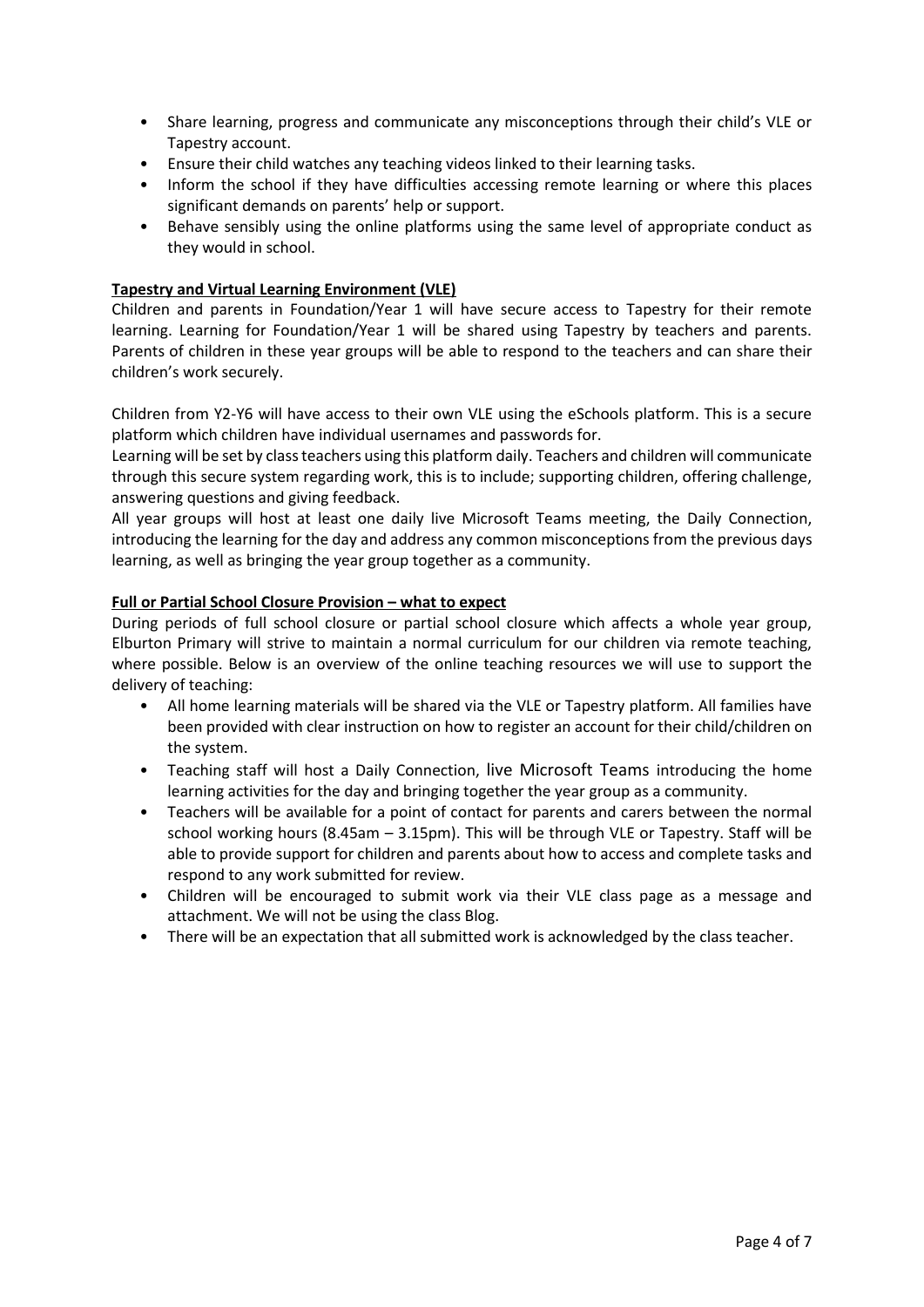- Share learning, progress and communicate any misconceptions through their child's VLE or Tapestry account.
- Ensure their child watches any teaching videos linked to their learning tasks.
- Inform the school if they have difficulties accessing remote learning or where this places significant demands on parents' help or support.
- Behave sensibly using the online platforms using the same level of appropriate conduct as they would in school.

**Tapestry and Virtual Learning Environment (VLE)**

Children and parents in Foundation/Year 1 will have secure access to Tapestry for their remote learning. Learning for Foundation/Year 1 will be shared using Tapestry by teachers and parents. Parents of children in these year groups will be able to respond to the teachers and can share their children's work securely.

Children from Y2-Y6 will have access to their own VLE using the eSchools platform. This is a secure platform which children have individual usernames and passwords for.
Learning will be set by class teachers using this platform daily. Teachers and children will communicate through this secure system regarding work, this is to include; supporting children, offering challenge, answering questions and giving feedback.
All year groups will host at least one daily live Microsoft Teams meeting, the Daily Connection, introducing the learning for the day and address any common misconceptions from the previous days learning, as well as bringing the year group together as a community.

**Full or Partial School Closure Provision – what to expect**

During periods of full school closure or partial school closure which affects a whole year group, Elburton Primary will strive to maintain a normal curriculum for our children via remote teaching, where possible. Below is an overview of the online teaching resources we will use to support the delivery of teaching:

- All home learning materials will be shared via the VLE or Tapestry platform. All families have been provided with clear instruction on how to register an account for their child/children on the system.
- Teaching staff will host a Daily Connection, live Microsoft Teams introducing the home learning activities for the day and bringing together the year group as a community.
- Teachers will be available for a point of contact for parents and carers between the normal school working hours (8.45am – 3.15pm). This will be through VLE or Tapestry. Staff will be able to provide support for children and parents about how to access and complete tasks and respond to any work submitted for review.
- Children will be encouraged to submit work via their VLE class page as a message and attachment. We will not be using the class Blog.
- There will be an expectation that all submitted work is acknowledged by the class teacher.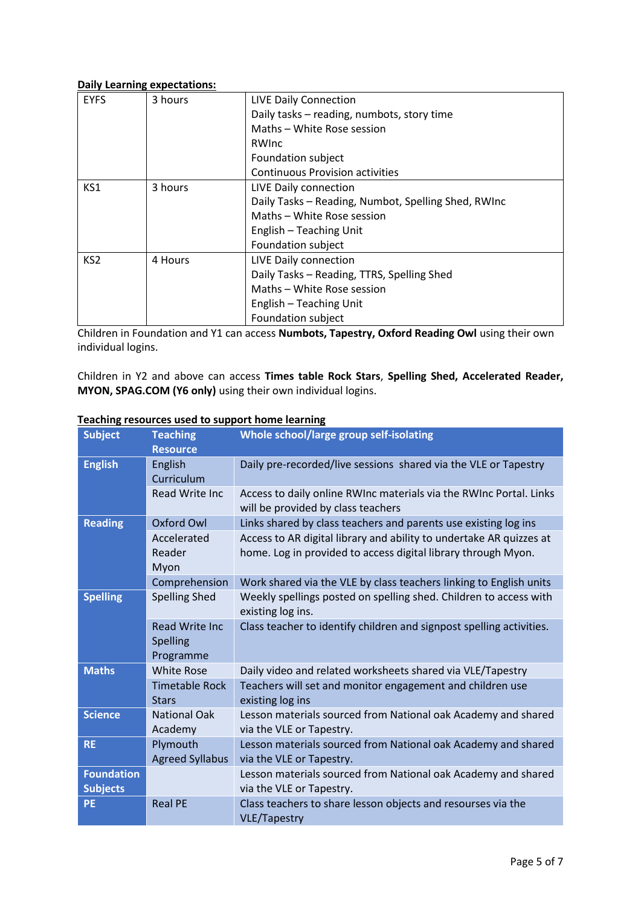**Daily Learning expectations:**

| | | |
|---|---|---|
| EYFS | 3 hours | LIVE Daily Connection<br>Daily tasks – reading, numbots, story time<br>Maths – White Rose session<br>RWInc<br>Foundation subject<br>Continuous Provision activities |
| KS1 | 3 hours | LIVE Daily connection<br>Daily Tasks – Reading, Numbot, Spelling Shed, RWInc<br>Maths – White Rose session<br>English – Teaching Unit<br>Foundation subject |
| KS2 | 4 Hours | LIVE Daily connection<br>Daily Tasks – Reading, TTRS, Spelling Shed<br>Maths – White Rose session<br>English – Teaching Unit<br>Foundation subject |

Children in Foundation and Y1 can access **Numbots, Tapestry, Oxford Reading Owl** using their own individual logins.

Children in Y2 and above can access **Times table Rock Stars**, **Spelling Shed, Accelerated Reader, MYON, SPAG.COM (Y6 only)** using their own individual logins.

**Teaching resources used to support home learning**

| Subject | Teaching Resource | Whole school/large group self-isolating |
|---|---|---|
| **English** | English Curriculum | Daily pre-recorded/live sessions shared via the VLE or Tapestry |
| | Read Write Inc | Access to daily online RWInc materials via the RWInc Portal. Links will be provided by class teachers |
| **Reading** | Oxford Owl | Links shared by class teachers and parents use existing log ins |
| | Accelerated Reader<br>Myon | Access to AR digital library and ability to undertake AR quizzes at home. Log in provided to access digital library through Myon. |
| | Comprehension | Work shared via the VLE by class teachers linking to English units |
| **Spelling** | Spelling Shed | Weekly spellings posted on spelling shed. Children to access with existing log ins. |
| | Read Write Inc Spelling Programme | Class teacher to identify children and signpost spelling activities. |
| **Maths** | White Rose | Daily video and related worksheets shared via VLE/Tapestry |
| | Timetable Rock Stars | Teachers will set and monitor engagement and children use existing log ins |
| **Science** | National Oak Academy | Lesson materials sourced from National oak Academy and shared via the VLE or Tapestry. |
| **RE** | Plymouth Agreed Syllabus | Lesson materials sourced from National oak Academy and shared via the VLE or Tapestry. |
| **Foundation Subjects** | | Lesson materials sourced from National oak Academy and shared via the VLE or Tapestry. |
| **PE** | Real PE | Class teachers to share lesson objects and resourses via the VLE/Tapestry |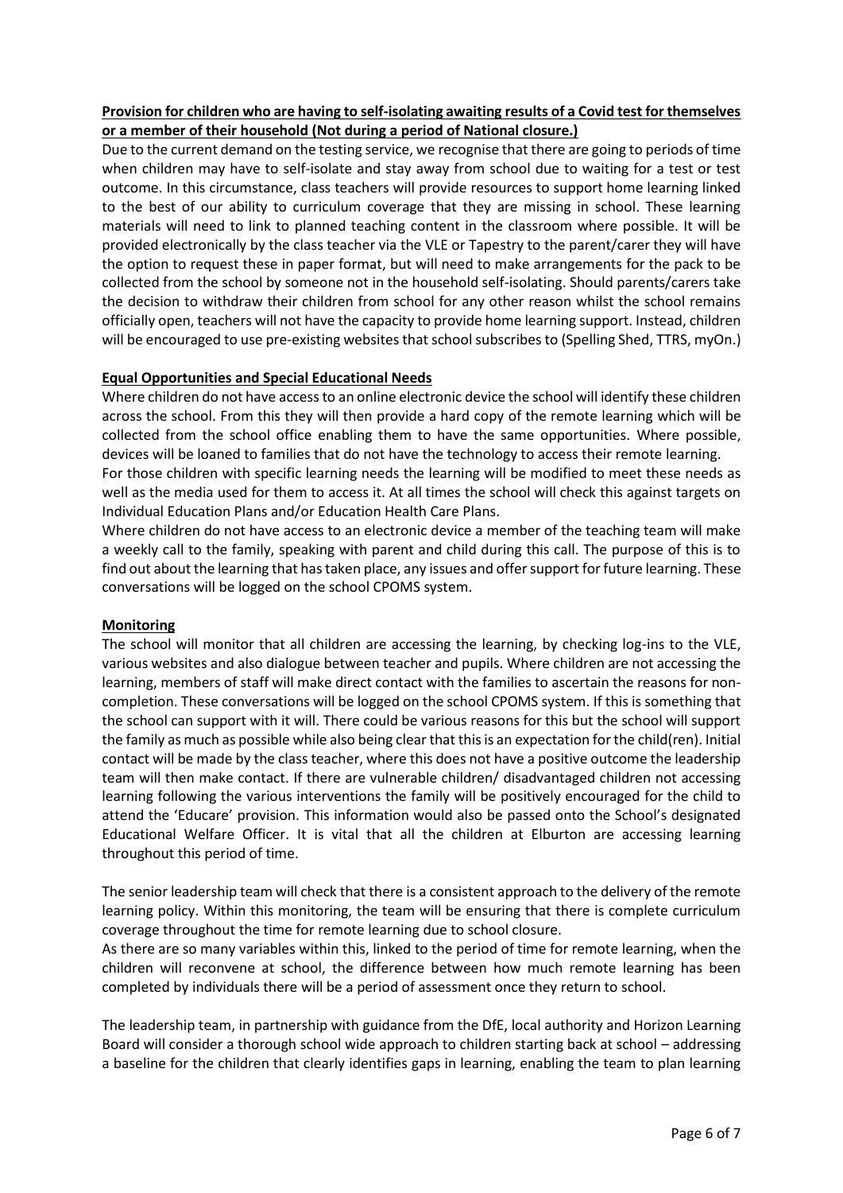**Provision for children who are having to self-isolating awaiting results of a Covid test for themselves or a member of their household (Not during a period of National closure.)**

Due to the current demand on the testing service, we recognise that there are going to periods of time when children may have to self-isolate and stay away from school due to waiting for a test or test outcome. In this circumstance, class teachers will provide resources to support home learning linked to the best of our ability to curriculum coverage that they are missing in school. These learning materials will need to link to planned teaching content in the classroom where possible. It will be provided electronically by the class teacher via the VLE or Tapestry to the parent/carer they will have the option to request these in paper format, but will need to make arrangements for the pack to be collected from the school by someone not in the household self-isolating. Should parents/carers take the decision to withdraw their children from school for any other reason whilst the school remains officially open, teachers will not have the capacity to provide home learning support. Instead, children will be encouraged to use pre-existing websites that school subscribes to (Spelling Shed, TTRS, myOn.)

**Equal Opportunities and Special Educational Needs**

Where children do not have access to an online electronic device the school will identify these children across the school. From this they will then provide a hard copy of the remote learning which will be collected from the school office enabling them to have the same opportunities. Where possible, devices will be loaned to families that do not have the technology to access their remote learning.

For those children with specific learning needs the learning will be modified to meet these needs as well as the media used for them to access it. At all times the school will check this against targets on Individual Education Plans and/or Education Health Care Plans.

Where children do not have access to an electronic device a member of the teaching team will make a weekly call to the family, speaking with parent and child during this call. The purpose of this is to find out about the learning that has taken place, any issues and offer support for future learning. These conversations will be logged on the school CPOMS system.

**Monitoring**

The school will monitor that all children are accessing the learning, by checking log-ins to the VLE, various websites and also dialogue between teacher and pupils. Where children are not accessing the learning, members of staff will make direct contact with the families to ascertain the reasons for non-completion. These conversations will be logged on the school CPOMS system. If this is something that the school can support with it will. There could be various reasons for this but the school will support the family as much as possible while also being clear that this is an expectation for the child(ren). Initial contact will be made by the class teacher, where this does not have a positive outcome the leadership team will then make contact. If there are vulnerable children/ disadvantaged children not accessing learning following the various interventions the family will be positively encouraged for the child to attend the 'Educare' provision. This information would also be passed onto the School's designated Educational Welfare Officer. It is vital that all the children at Elburton are accessing learning throughout this period of time.

The senior leadership team will check that there is a consistent approach to the delivery of the remote learning policy. Within this monitoring, the team will be ensuring that there is complete curriculum coverage throughout the time for remote learning due to school closure.

As there are so many variables within this, linked to the period of time for remote learning, when the children will reconvene at school, the difference between how much remote learning has been completed by individuals there will be a period of assessment once they return to school.

The leadership team, in partnership with guidance from the DfE, local authority and Horizon Learning Board will consider a thorough school wide approach to children starting back at school – addressing a baseline for the children that clearly identifies gaps in learning, enabling the team to plan learning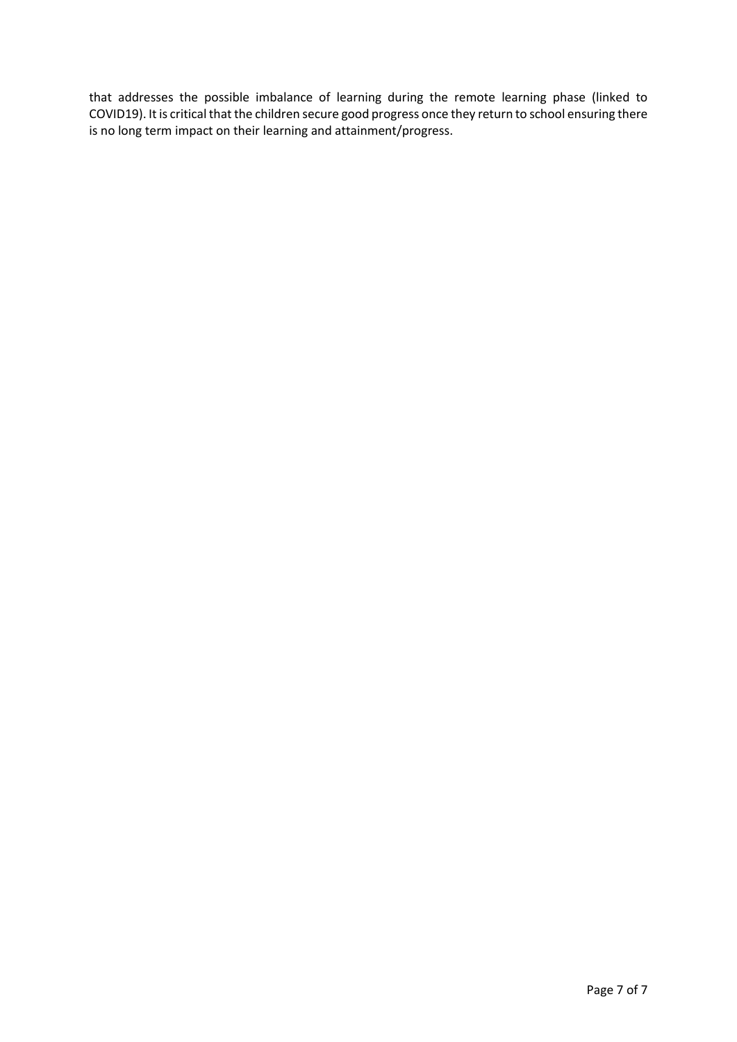that addresses the possible imbalance of learning during the remote learning phase (linked to COVID19). It is critical that the children secure good progress once they return to school ensuring there is no long term impact on their learning and attainment/progress.